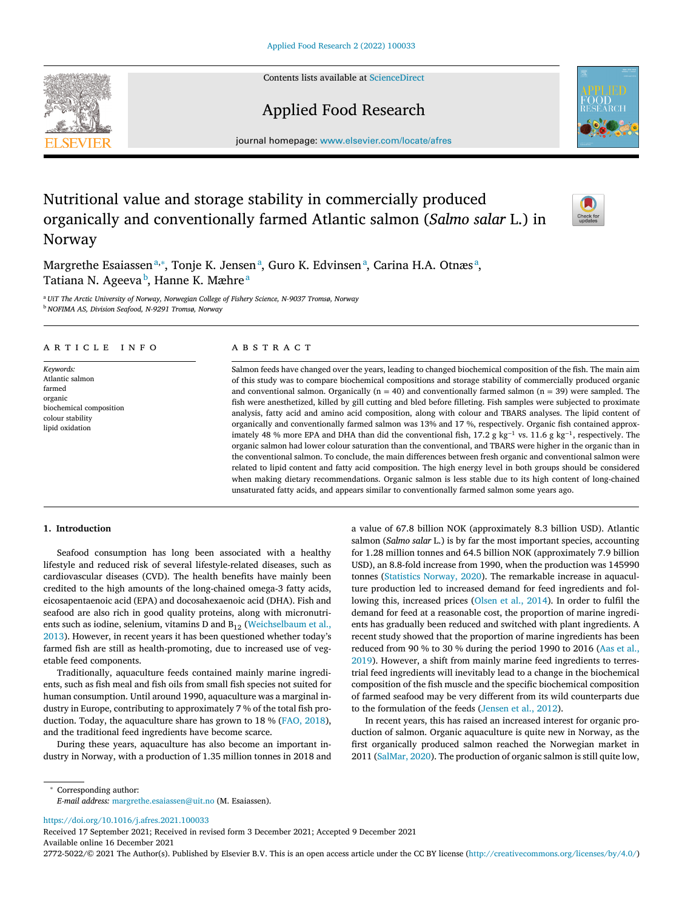# Nutritional value and storage stability in commercially produced organically and conventionally farmed Atlantic salmon (*Salmo salar* L.) in Norway

Margrethe Esaiassen[a,*], Tonje K. Jensen[a], Guro K. Edvinsen[a], Carina H.A. Otnæs[a], Tatiana N. Ageeva[b], Hanne K. Mæhre[a]

[a] UiT The Arctic University of Norway, Norwegian College of Fishery Science, N-9037 Tromsø, Norway

[b] NOFIMA AS, Division Seafood, N-9291 Tromsø, Norway

## ARTICLE INFO

*Keywords:*
Atlantic salmon
farmed
organic
biochemical composition
colour stability
lipid oxidation

## ABSTRACT

Salmon feeds have changed over the years, leading to changed biochemical composition of the fish. The main aim of this study was to compare biochemical compositions and storage stability of commercially produced organic and conventional salmon. Organically (n = 40) and conventionally farmed salmon (n = 39) were sampled. The fish were anesthetized, killed by gill cutting and bled before filleting. Fish samples were subjected to proximate analysis, fatty acid and amino acid composition, along with colour and TBARS analyses. The lipid content of organically and conventionally farmed salmon was 13% and 17 %, respectively. Organic fish contained approximately 48 % more EPA and DHA than did the conventional fish, 17.2 g kg$^{-1}$ vs. 11.6 g kg$^{-1}$, respectively. The organic salmon had lower colour saturation than the conventional, and TBARS were higher in the organic than in the conventional salmon. To conclude, the main differences between fresh organic and conventional salmon were related to lipid content and fatty acid composition. The high energy level in both groups should be considered when making dietary recommendations. Organic salmon is less stable due to its high content of long-chained unsaturated fatty acids, and appears similar to conventionally farmed salmon some years ago.

## 1. Introduction

Seafood consumption has long been associated with a healthy lifestyle and reduced risk of several lifestyle-related diseases, such as cardiovascular diseases (CVD). The health benefits have mainly been credited to the high amounts of the long-chained omega-3 fatty acids, eicosapentaenoic acid (EPA) and docosahexaenoic acid (DHA). Fish and seafood are also rich in good quality proteins, along with micronutrients such as iodine, selenium, vitamins D and $B_{12}$ (Weichselbaum et al., 2013). However, in recent years it has been questioned whether today's farmed fish are still as health-promoting, due to increased use of vegetable feed components.

Traditionally, aquaculture feeds contained mainly marine ingredients, such as fish meal and fish oils from small fish species not suited for human consumption. Until around 1990, aquaculture was a marginal industry in Europe, contributing to approximately 7 % of the total fish production. Today, the aquaculture share has grown to 18 % (FAO, 2018), and the traditional feed ingredients have become scarce.

During these years, aquaculture has also become an important industry in Norway, with a production of 1.35 million tonnes in 2018 and a value of 67.8 billion NOK (approximately 8.3 billion USD). Atlantic salmon (*Salmo salar* L.) is by far the most important species, accounting for 1.28 million tonnes and 64.5 billion NOK (approximately 7.9 billion USD), an 8.8-fold increase from 1990, when the production was 145990 tonnes (Statistics Norway, 2020). The remarkable increase in aquaculture production led to increased demand for feed ingredients and following this, increased prices (Olsen et al., 2014). In order to fulfil the demand for feed at a reasonable cost, the proportion of marine ingredients has gradually been reduced and switched with plant ingredients. A recent study showed that the proportion of marine ingredients has been reduced from 90 % to 30 % during the period 1990 to 2016 (Aas et al., 2019). However, a shift from mainly marine feed ingredients to terrestrial feed ingredients will inevitably lead to a change in the biochemical composition of the fish muscle and the specific biochemical composition of farmed seafood may be very different from its wild counterparts due to the formulation of the feeds (Jensen et al., 2012).

In recent years, this has raised an increased interest for organic production of salmon. Organic aquaculture is quite new in Norway, as the first organically produced salmon reached the Norwegian market in 2011 (SalMar, 2020). The production of organic salmon is still quite low,

* Corresponding author.
*E-mail address:* margrethe.esaiassen@uit.no (M. Esaiassen).

https://doi.org/10.1016/j.afres.2021.100033
Received 17 September 2021; Received in revised form 3 December 2021; Accepted 9 December 2021
Available online 16 December 2021
2772-5022/© 2021 The Author(s). Published by Elsevier B.V. This is an open access article under the CC BY license (http://creativecommons.org/licenses/by/4.0/)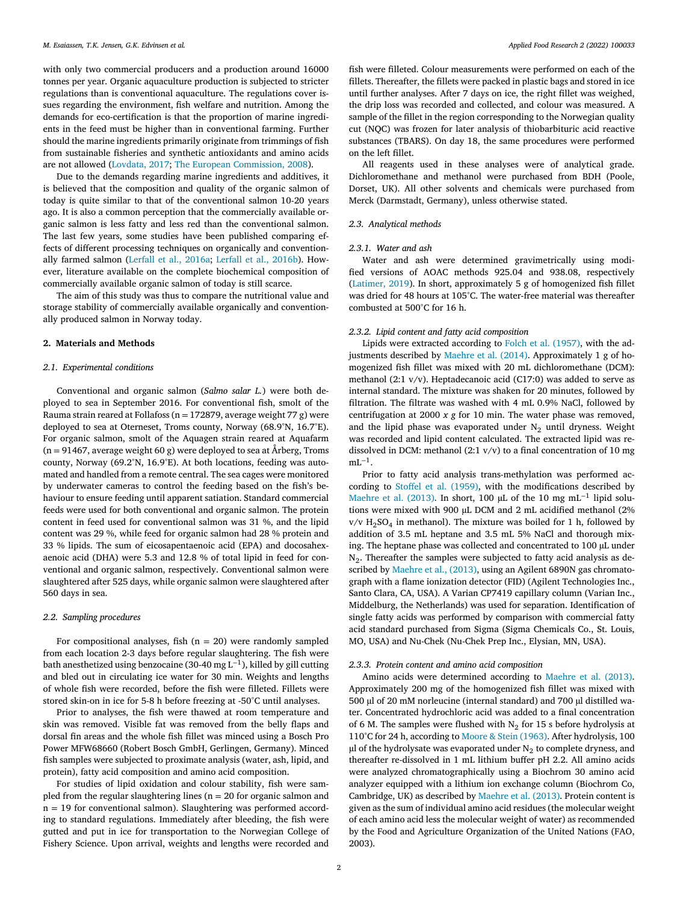with only two commercial producers and a production around 16000 tonnes per year. Organic aquaculture production is subjected to stricter regulations than is conventional aquaculture. The regulations cover issues regarding the environment, fish welfare and nutrition. Among the demands for eco-certification is that the proportion of marine ingredients in the feed must be higher than in conventional farming. Further should the marine ingredients primarily originate from trimmings of fish from sustainable fisheries and synthetic antioxidants and amino acids are not allowed (Lovdata, 2017; The European Commission, 2008).

Due to the demands regarding marine ingredients and additives, it is believed that the composition and quality of the organic salmon of today is quite similar to that of the conventional salmon 10-20 years ago. It is also a common perception that the commercially available organic salmon is less fatty and less red than the conventional salmon. The last few years, some studies have been published comparing effects of different processing techniques on organically and conventionally farmed salmon (Lerfall et al., 2016a; Lerfall et al., 2016b). However, literature available on the complete biochemical composition of commercially available organic salmon of today is still scarce.

The aim of this study was thus to compare the nutritional value and storage stability of commercially available organically and conventionally produced salmon in Norway today.

## 2. Materials and Methods

### 2.1. Experimental conditions

Conventional and organic salmon (*Salmo salar L.*) were both deployed to sea in September 2016. For conventional fish, smolt of the Rauma strain reared at Follafoss (n = 172879, average weight 77 g) were deployed to sea at Otterneset, Troms county, Norway (68.9°N, 16.7°E). For organic salmon, smolt of the Aquagen strain reared at Aquafarm (n = 91467, average weight 60 g) were deployed to sea at Årberg, Troms county, Norway (69.2°N, 16.9°E). At both locations, feeding was automated and handled from a remote central. The sea cages were monitored by underwater cameras to control the feeding based on the fish's behaviour to ensure feeding until apparent satiation. Standard commercial feeds were used for both conventional and organic salmon. The protein content in feed used for conventional salmon was 31 %, and the lipid content was 29 %, while feed for organic salmon had 28 % protein and 33 % lipids. The sum of eicosapentaenoic acid (EPA) and docosahexaenoic acid (DHA) were 5.3 and 12.8 % of total lipid in feed for conventional and organic salmon, respectively. Conventional salmon were slaughtered after 525 days, while organic salmon were slaughtered after 560 days in sea.

### 2.2. Sampling procedures

For compositional analyses, fish (n = 20) were randomly sampled from each location 2-3 days before regular slaughtering. The fish were bath anesthetized using benzocaine (30-40 mg $L^{-1}$), killed by gill cutting and bled out in circulating ice water for 30 min. Weights and lengths of whole fish were recorded, before the fish were filleted. Fillets were stored skin-on in ice for 5-8 h before freezing at -50°C until analyses.

Prior to analyses, the fish were thawed at room temperature and skin was removed. Visible fat was removed from the belly flaps and dorsal fin areas and the whole fish fillet was minced using a Bosch Pro Power MFW68660 (Robert Bosch GmbH, Gerlingen, Germany). Minced fish samples were subjected to proximate analysis (water, ash, lipid, and protein), fatty acid composition and amino acid composition.

For studies of lipid oxidation and colour stability, fish were sampled from the regular slaughtering lines (n = 20 for organic salmon and n = 19 for conventional salmon). Slaughtering was performed according to standard regulations. Immediately after bleeding, the fish were gutted and put in ice for transportation to the Norwegian College of Fishery Science. Upon arrival, weights and lengths were recorded and fish were filleted. Colour measurements were performed on each of the fillets. Thereafter, the fillets were packed in plastic bags and stored in ice until further analyses. After 7 days on ice, the right fillet was weighed, the drip loss was recorded and collected, and colour was measured. A sample of the fillet in the region corresponding to the Norwegian quality cut (NQC) was frozen for later analysis of thiobarbituric acid reactive substances (TBARS). On day 18, the same procedures were performed on the left fillet.

All reagents used in these analyses were of analytical grade. Dichloromethane and methanol were purchased from BDH (Poole, Dorset, UK). All other solvents and chemicals were purchased from Merck (Darmstadt, Germany), unless otherwise stated.

### 2.3. Analytical methods

#### 2.3.1. Water and ash

Water and ash were determined gravimetrically using modified versions of AOAC methods 925.04 and 938.08, respectively (Latimer, 2019). In short, approximately 5 g of homogenized fish fillet was dried for 48 hours at 105°C. The water-free material was thereafter combusted at 500°C for 16 h.

#### 2.3.2. Lipid content and fatty acid composition

Lipids were extracted according to Folch et al. (1957), with the adjustments described by Maehre et al. (2014). Approximately 1 g of homogenized fish fillet was mixed with 20 mL dichloromethane (DCM): methanol (2:1 v/v). Heptadecanoic acid (C17:0) was added to serve as internal standard. The mixture was shaken for 20 minutes, followed by filtration. The filtrate was washed with 4 mL 0.9% NaCl, followed by centrifugation at 2000 *x g* for 10 min. The water phase was removed, and the lipid phase was evaporated under $N_2$ until dryness. Weight was recorded and lipid content calculated. The extracted lipid was redissolved in DCM: methanol (2:1 v/v) to a final concentration of 10 mg $mL^{-1}$.

Prior to fatty acid analysis trans-methylation was performed according to Stoffel et al. (1959), with the modifications described by Maehre et al. (2013). In short, 100 µL of the 10 mg $mL^{-1}$ lipid solutions were mixed with 900 µL DCM and 2 mL acidified methanol (2% v/v $H_2SO_4$ in methanol). The mixture was boiled for 1 h, followed by addition of 3.5 mL heptane and 3.5 mL 5% NaCl and thorough mixing. The heptane phase was collected and concentrated to 100 µL under $N_2$. Thereafter the samples were subjected to fatty acid analysis as described by Maehre et al., (2013), using an Agilent 6890N gas chromatograph with a flame ionization detector (FID) (Agilent Technologies Inc., Santo Clara, CA, USA). A Varian CP7419 capillary column (Varian Inc., Middelburg, the Netherlands) was used for separation. Identification of single fatty acids was performed by comparison with commercial fatty acid standard purchased from Sigma (Sigma Chemicals Co., St. Louis, MO, USA) and Nu-Chek (Nu-Chek Prep Inc., Elysian, MN, USA).

#### 2.3.3. Protein content and amino acid composition

Amino acids were determined according to Maehre et al. (2013). Approximately 200 mg of the homogenized fish fillet was mixed with 500 µl of 20 mM norleucine (internal standard) and 700 µl distilled water. Concentrated hydrochloric acid was added to a final concentration of 6 M. The samples were flushed with $N_2$ for 15 s before hydrolysis at 110°C for 24 h, according to Moore & Stein (1963). After hydrolysis, 100 µl of the hydrolysate was evaporated under $N_2$ to complete dryness, and thereafter re-dissolved in 1 mL lithium buffer pH 2.2. All amino acids were analyzed chromatographically using a Biochrom 30 amino acid analyzer equipped with a lithium ion exchange column (Biochrom Co, Cambridge, UK) as described by Maehre et al. (2013). Protein content is given as the sum of individual amino acid residues (the molecular weight of each amino acid less the molecular weight of water) as recommended by the Food and Agriculture Organization of the United Nations (FAO, 2003).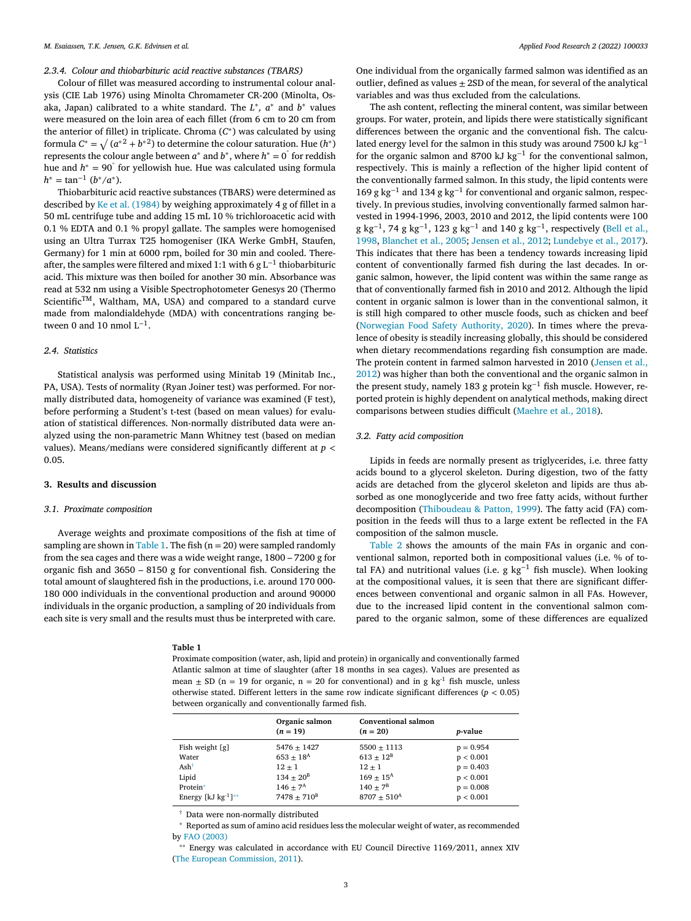#### 2.3.4. Colour and thiobarbituric acid reactive substances (TBARS)

Colour of fillet was measured according to instrumental colour analysis (CIE Lab 1976) using Minolta Chromameter CR-200 (Minolta, Osaka, Japan) calibrated to a white standard. The $L^*$, $a^*$ and $b^*$ values were measured on the loin area of each fillet (from 6 cm to 20 cm from the anterior of fillet) in triplicate. Chroma ($C^*$) was calculated by using formula $C^* = \sqrt{(a^{*2} + b^{*2})}$ to determine the colour saturation. Hue ($h^*$) represents the colour angle between $a^*$ and $b^*$, where $h^* = 0^{\circ}$ for reddish hue and $h^* = 90^{\circ}$ for yellowish hue. Hue was calculated using formula $h^* = \tan^{-1}(b^*/a^*)$.

Thiobarbituric acid reactive substances (TBARS) were determined as described by Ke et al. (1984) by weighing approximately 4 g of fillet in a 50 mL centrifuge tube and adding 15 mL 10 % trichloroacetic acid with 0.1 % EDTA and 0.1 % propyl gallate. The samples were homogenised using an Ultra Turrax T25 homogeniser (IKA Werke GmbH, Staufen, Germany) for 1 min at 6000 rpm, boiled for 30 min and cooled. Thereafter, the samples were filtered and mixed 1:1 with 6 g $L^{-1}$ thiobarbituric acid. This mixture was then boiled for another 30 min. Absorbance was read at 532 nm using a Visible Spectrophotometer Genesys 20 (Thermo Scientific™, Waltham, MA, USA) and compared to a standard curve made from malondialdehyde (MDA) with concentrations ranging between 0 and 10 nmol $L^{-1}$.

### 2.4. Statistics

Statistical analysis was performed using Minitab 19 (Minitab Inc., PA, USA). Tests of normality (Ryan Joiner test) was performed. For normally distributed data, homogeneity of variance was examined (F test), before performing a Student's t-test (based on mean values) for evaluation of statistical differences. Non-normally distributed data were analyzed using the non-parametric Mann Whitney test (based on median values). Means/medians were considered significantly different at $p < 0.05$.

## 3. Results and discussion

### 3.1. Proximate composition

Average weights and proximate compositions of the fish at time of sampling are shown in Table 1. The fish (n = 20) were sampled randomly from the sea cages and there was a wide weight range, 1800 – 7200 g for organic fish and 3650 – 8150 g for conventional fish. Considering the total amount of slaughtered fish in the productions, i.e. around 170 000-180 000 individuals in the conventional production and around 90000 individuals in the organic production, a sampling of 20 individuals from each site is very small and the results must thus be interpreted with care. One individual from the organically farmed salmon was identified as an outlier, defined as values ± 2SD of the mean, for several of the analytical variables and was thus excluded from the calculations.

The ash content, reflecting the mineral content, was similar between groups. For water, protein, and lipids there were statistically significant differences between the organic and the conventional fish. The calculated energy level for the salmon in this study was around 7500 kJ $kg^{-1}$ for the organic salmon and 8700 kJ $kg^{-1}$ for the conventional salmon, respectively. This is mainly a reflection of the higher lipid content of the conventionally farmed salmon. In this study, the lipid contents were 169 g $kg^{-1}$ and 134 g $kg^{-1}$ for conventional and organic salmon, respectively. In previous studies, involving conventionally farmed salmon harvested in 1994-1996, 2003, 2010 and 2012, the lipid contents were 100 g $kg^{-1}$, 74 g $kg^{-1}$, 123 g $kg^{-1}$ and 140 g $kg^{-1}$, respectively (Bell et al., 1998, Blanchet et al., 2005; Jensen et al., 2012; Lundebye et al., 2017). This indicates that there has been a tendency towards increasing lipid content of conventionally farmed fish during the last decades. In organic salmon, however, the lipid content was within the same range as that of conventionally farmed fish in 2010 and 2012. Although the lipid content in organic salmon is lower than in the conventional salmon, it is still high compared to other muscle foods, such as chicken and beef (Norwegian Food Safety Authority, 2020). In times where the prevalence of obesity is steadily increasing globally, this should be considered when dietary recommendations regarding fish consumption are made. The protein content in farmed salmon harvested in 2010 (Jensen et al., 2012) was higher than both the conventional and the organic salmon in the present study, namely 183 g protein $kg^{-1}$ fish muscle. However, reported protein is highly dependent on analytical methods, making direct comparisons between studies difficult (Maehre et al., 2018).

### 3.2. Fatty acid composition

Lipids in feeds are normally present as triglycerides, i.e. three fatty acids bound to a glycerol skeleton. During digestion, two of the fatty acids are detached from the glycerol skeleton and lipids are thus absorbed as one monoglyceride and two free fatty acids, without further decomposition (Thiboudeau & Patton, 1999). The fatty acid (FA) composition in the feeds will thus to a large extent be reflected in the FA composition of the salmon muscle.

Table 2 shows the amounts of the main FAs in organic and conventional salmon, reported both in compositional values (i.e. % of total FA) and nutritional values (i.e. g $kg^{-1}$ fish muscle). When looking at the compositional values, it is seen that there are significant differences between conventional and organic salmon in all FAs. However, due to the increased lipid content in the conventional salmon compared to the organic salmon, some of these differences are equalized

**Table 1**
Proximate composition (water, ash, lipid and protein) in organically and conventionally farmed Atlantic salmon at time of slaughter (after 18 months in sea cages). Values are presented as mean ± SD (n = 19 for organic, n = 20 for conventional) and in g kg-1 fish muscle, unless otherwise stated. Different letters in the same row indicate significant differences ($p < 0.05$) between organically and conventionally farmed fish.

| | Organic salmon (*n* = 19) | Conventional salmon (*n* = 20) | *p*-value |
|---|---|---|---|
| Fish weight [g] | 5476 ± 1427 | 5500 ± 1113 | p = 0.954 |
| Water | 653 ± 18[A] | 613 ± 12[B] | p < 0.001 |
| Ash[†] | 12 ± 1 | 12 ± 1 | p = 0.403 |
| Lipid | 134 ± 20[B] | 169 ± 15[A] | p < 0.001 |
| Protein[*] | 146 ± 7[A] | 140 ± 7[B] | p = 0.008 |
| Energy [kJ kg-1][**] | 7478 ± 710[B] | 8707 ± 510[A] | p < 0.001 |

[†] Data were non-normally distributed

[*] Reported as sum of amino acid residues less the molecular weight of water, as recommended by FAO (2003)

[**] Energy was calculated in accordance with EU Council Directive 1169/2011, annex XIV (The European Commission, 2011).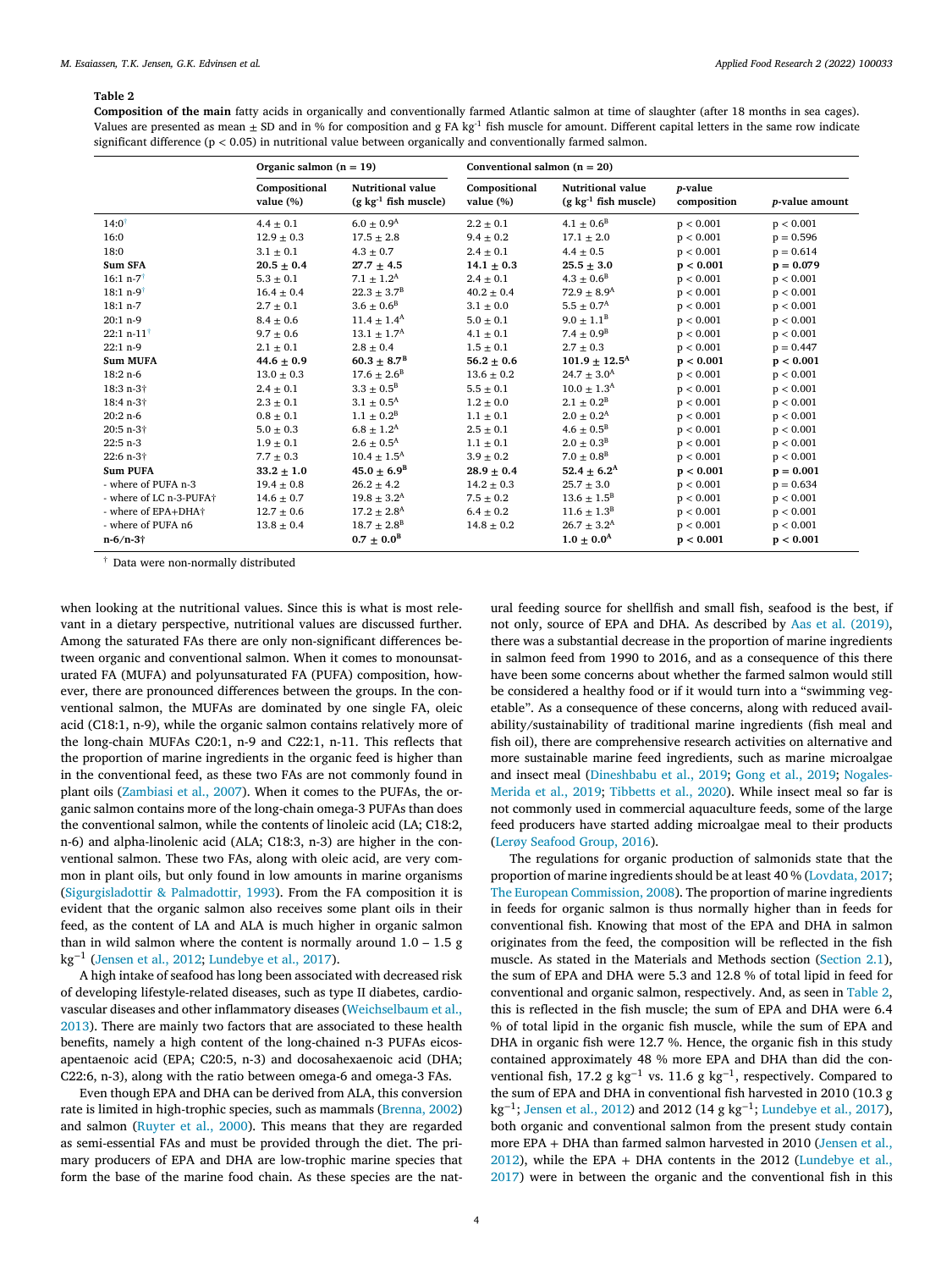**Table 2**

**Composition of the main** fatty acids in organically and conventionally farmed Atlantic salmon at time of slaughter (after 18 months in sea cages). Values are presented as mean ± SD and in % for composition and g FA kg$^{-1}$ fish muscle for amount. Different capital letters in the same row indicate significant difference (p < 0.05) in nutritional value between organically and conventionally farmed salmon.

| | Organic salmon (n = 19) | | Conventional salmon (n = 20) | | | |
|---|---|---|---|---|---|---|
| | Compositional value (%) | Nutritional value (g kg$^{-1}$ fish muscle) | Compositional value (%) | Nutritional value (g kg$^{-1}$ fish muscle) | *p*-value composition | *p*-value amount |
| 14:0† | 4.4 ± 0.1 | 6.0 ± 0.9$^A$ | 2.2 ± 0.1 | 4.1 ± 0.6$^B$ | p < 0.001 | p < 0.001 |
| 16:0 | 12.9 ± 0.3 | 17.5 ± 2.8 | 9.4 ± 0.2 | 17.1 ± 2.0 | p < 0.001 | p = 0.596 |
| 18:0 | 3.1 ± 0.1 | 4.3 ± 0.7 | 2.4 ± 0.1 | 4.4 ± 0.5 | p < 0.001 | p = 0.614 |
| **Sum SFA** | **20.5 ± 0.4** | **27.7 ± 4.5** | **14.1 ± 0.3** | **25.5 ± 3.0** | **p < 0.001** | **p = 0.079** |
| 16:1 n-7† | 5.3 ± 0.1 | 7.1 ± 1.2$^A$ | 2.4 ± 0.1 | 4.3 ± 0.6$^B$ | p < 0.001 | p < 0.001 |
| 18:1 n-9† | 16.4 ± 0.4 | 22.3 ± 3.7$^B$ | 40.2 ± 0.4 | 72.9 ± 8.9$^A$ | p < 0.001 | p < 0.001 |
| 18:1 n-7 | 2.7 ± 0.1 | 3.6 ± 0.6$^B$ | 3.1 ± 0.0 | 5.5 ± 0.7$^A$ | p < 0.001 | p < 0.001 |
| 20:1 n-9 | 8.4 ± 0.6 | 11.4 ± 1.4$^A$ | 5.0 ± 0.1 | 9.0 ± 1.1$^B$ | p < 0.001 | p < 0.001 |
| 22:1 n-11† | 9.7 ± 0.6 | 13.1 ± 1.7$^A$ | 4.1 ± 0.1 | 7.4 ± 0.9$^B$ | p < 0.001 | p < 0.001 |
| 22:1 n-9 | 2.1 ± 0.1 | 2.8 ± 0.4 | 1.5 ± 0.1 | 2.7 ± 0.3 | p < 0.001 | p = 0.447 |
| **Sum MUFA** | **44.6 ± 0.9** | **60.3 ± 8.7$^B$** | **56.2 ± 0.6** | **101.9 ± 12.5$^A$** | **p < 0.001** | **p < 0.001** |
| 18:2 n-6 | 13.0 ± 0.3 | 17.6 ± 2.6$^B$ | 13.6 ± 0.2 | 24.7 ± 3.0$^A$ | p < 0.001 | p < 0.001 |
| 18:3 n-3† | 2.4 ± 0.1 | 3.3 ± 0.5$^B$ | 5.5 ± 0.1 | 10.0 ± 1.3$^A$ | p < 0.001 | p < 0.001 |
| 18:4 n-3† | 2.3 ± 0.1 | 3.1 ± 0.5$^A$ | 1.2 ± 0.0 | 2.1 ± 0.2$^B$ | p < 0.001 | p < 0.001 |
| 20:2 n-6 | 0.8 ± 0.1 | 1.1 ± 0.2$^B$ | 1.1 ± 0.1 | 2.0 ± 0.2$^A$ | p < 0.001 | p < 0.001 |
| 20:5 n-3† | 5.0 ± 0.3 | 6.8 ± 1.2$^A$ | 2.5 ± 0.1 | 4.6 ± 0.5$^B$ | p < 0.001 | p < 0.001 |
| 22:5 n-3 | 1.9 ± 0.1 | 2.6 ± 0.5$^A$ | 1.1 ± 0.1 | 2.0 ± 0.3$^B$ | p < 0.001 | p < 0.001 |
| 22:6 n-3† | 7.7 ± 0.3 | 10.4 ± 1.5$^A$ | 3.9 ± 0.2 | 7.0 ± 0.8$^B$ | p < 0.001 | p < 0.001 |
| **Sum PUFA** | **33.2 ± 1.0** | **45.0 ± 6.9$^B$** | **28.9 ± 0.4** | **52.4 ± 6.2$^A$** | **p < 0.001** | **p = 0.001** |
| - where of PUFA n-3 | 19.4 ± 0.8 | 26.2 ± 4.2 | 14.2 ± 0.3 | 25.7 ± 3.0 | p < 0.001 | p = 0.634 |
| - where of LC n-3-PUFA† | 14.6 ± 0.7 | 19.8 ± 3.2$^A$ | 7.5 ± 0.2 | 13.6 ± 1.5$^B$ | p < 0.001 | p < 0.001 |
| - where of EPA+DHA† | 12.7 ± 0.6 | 17.2 ± 2.8$^A$ | 6.4 ± 0.2 | 11.6 ± 1.3$^B$ | p < 0.001 | p < 0.001 |
| - where of PUFA n6 | 13.8 ± 0.4 | 18.7 ± 2.8$^B$ | 14.8 ± 0.2 | 26.7 ± 3.2$^A$ | p < 0.001 | p < 0.001 |
| **n-6/n-3†** | | **0.7 ± 0.0$^B$** | | **1.0 ± 0.0$^A$** | **p < 0.001** | **p < 0.001** |

† Data were non-normally distributed

when looking at the nutritional values. Since this is what is most relevant in a dietary perspective, nutritional values are discussed further. Among the saturated FAs there are only non-significant differences between organic and conventional salmon. When it comes to monounsaturated FA (MUFA) and polyunsaturated FA (PUFA) composition, however, there are pronounced differences between the groups. In the conventional salmon, the MUFAs are dominated by one single FA, oleic acid (C18:1, n-9), while the organic salmon contains relatively more of the long-chain MUFAs C20:1, n-9 and C22:1, n-11. This reflects that the proportion of marine ingredients in the organic feed is higher than in the conventional feed, as these two FAs are not commonly found in plant oils (Zambiasi et al., 2007). When it comes to the PUFAs, the organic salmon contains more of the long-chain omega-3 PUFAs than does the conventional salmon, while the contents of linoleic acid (LA; C18:2, n-6) and alpha-linolenic acid (ALA; C18:3, n-3) are higher in the conventional salmon. These two FAs, along with oleic acid, are very common in plant oils, but only found in low amounts in marine organisms (Sigurgisladottir & Palmadottir, 1993). From the FA composition it is evident that the organic salmon also receives some plant oils in their feed, as the content of LA and ALA is much higher in organic salmon than in wild salmon where the content is normally around 1.0 – 1.5 g kg$^{-1}$ (Jensen et al., 2012; Lundebye et al., 2017).

A high intake of seafood has long been associated with decreased risk of developing lifestyle-related diseases, such as type II diabetes, cardiovascular diseases and other inflammatory diseases (Weichselbaum et al., 2013). There are mainly two factors that are associated to these health benefits, namely a high content of the long-chained n-3 PUFAs eicosapentaenoic acid (EPA; C20:5, n-3) and docosahexaenoic acid (DHA; C22:6, n-3), along with the ratio between omega-6 and omega-3 FAs.

Even though EPA and DHA can be derived from ALA, this conversion rate is limited in high-trophic species, such as mammals (Brenna, 2002) and salmon (Ruyter et al., 2000). This means that they are regarded as semi-essential FAs and must be provided through the diet. The primary producers of EPA and DHA are low-trophic marine species that form the base of the marine food chain. As these species are the natural feeding source for shellfish and small fish, seafood is the best, if not only, source of EPA and DHA. As described by Aas et al. (2019), there was a substantial decrease in the proportion of marine ingredients in salmon feed from 1990 to 2016, and as a consequence of this there have been some concerns about whether the farmed salmon would still be considered a healthy food or if it would turn into a "swimming vegetable". As a consequence of these concerns, along with reduced availability/sustainability of traditional marine ingredients (fish meal and fish oil), there are comprehensive research activities on alternative and more sustainable marine feed ingredients, such as marine microalgae and insect meal (Dineshbabu et al., 2019; Gong et al., 2019; Nogales-Merida et al., 2019; Tibbetts et al., 2020). While insect meal so far is not commonly used in commercial aquaculture feeds, some of the large feed producers have started adding microalgae meal to their products (Lerøy Seafood Group, 2016).

The regulations for organic production of salmonids state that the proportion of marine ingredients should be at least 40 % (Lovdata, 2017; The European Commission, 2008). The proportion of marine ingredients in feeds for organic salmon is thus normally higher than in feeds for conventional fish. Knowing that most of the EPA and DHA in salmon originates from the feed, the composition will be reflected in the fish muscle. As stated in the Materials and Methods section (Section 2.1), the sum of EPA and DHA were 5.3 and 12.8 % of total lipid in feed for conventional and organic salmon, respectively. And, as seen in Table 2, this is reflected in the fish muscle; the sum of EPA and DHA were 6.4 % of total lipid in the conventional fish muscle, while the sum of EPA and DHA in organic fish were 12.7 %. Hence, the organic fish in this study contained approximately 48 % more EPA and DHA than did the conventional fish, 17.2 g kg$^{-1}$ vs. 11.6 g kg$^{-1}$, respectively. Compared to the sum of EPA and DHA in conventional fish harvested in 2010 (10.3 g kg$^{-1}$; Jensen et al., 2012) and 2012 (14 g kg$^{-1}$; Lundebye et al., 2017), both organic and conventional salmon from the present study contain more EPA + DHA than farmed salmon harvested in 2010 (Jensen et al., 2012), while the EPA + DHA contents in the 2012 (Lundebye et al., 2017) were in between the organic and the conventional fish in this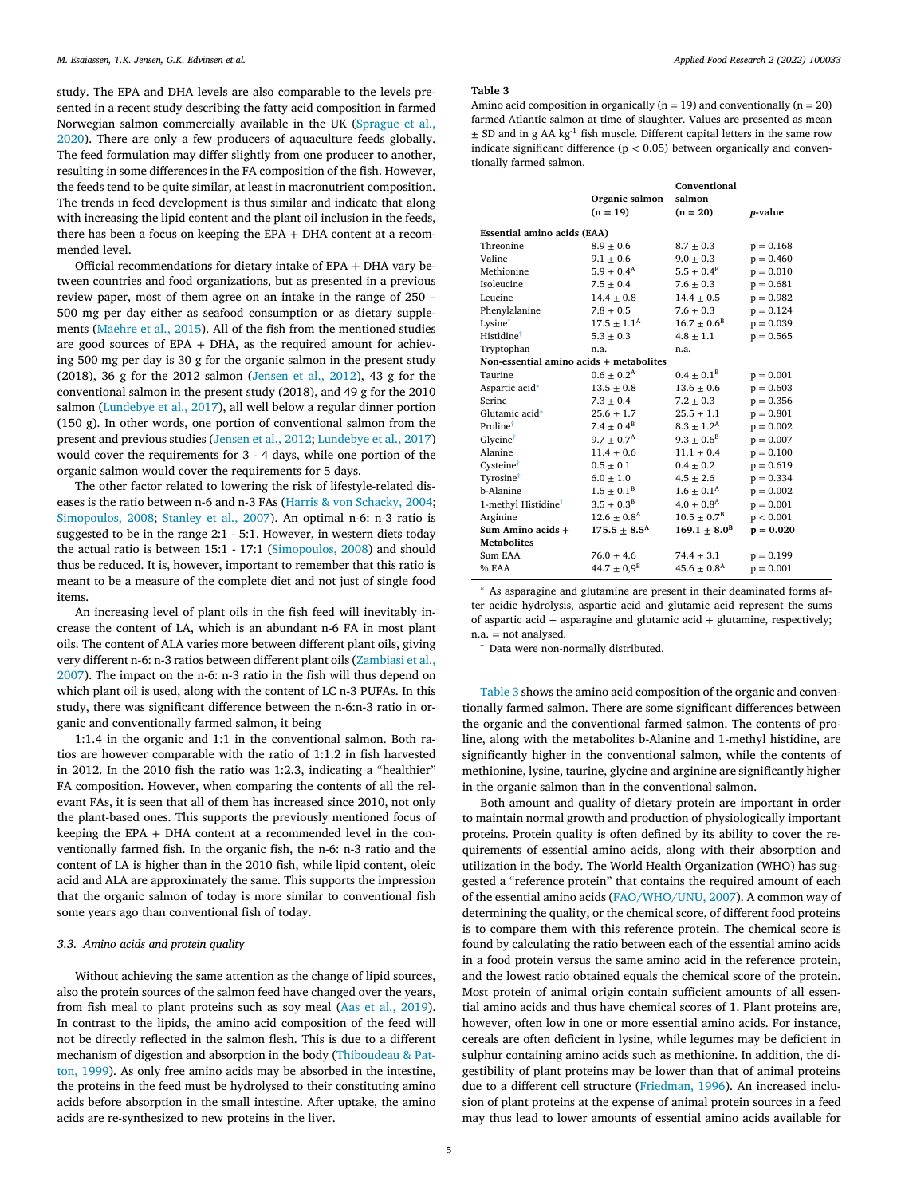study. The EPA and DHA levels are also comparable to the levels presented in a recent study describing the fatty acid composition in farmed Norwegian salmon commercially available in the UK (Sprague et al., 2020). There are only a few producers of aquaculture feeds globally. The feed formulation may differ slightly from one producer to another, resulting in some differences in the FA composition of the fish. However, the feeds tend to be quite similar, at least in macronutrient composition. The trends in feed development is thus similar and indicate that along with increasing the lipid content and the plant oil inclusion in the feeds, there has been a focus on keeping the EPA + DHA content at a recommended level.

Official recommendations for dietary intake of EPA + DHA vary between countries and food organizations, but as presented in a previous review paper, most of them agree on an intake in the range of 250 – 500 mg per day either as seafood consumption or as dietary supplements (Maehre et al., 2015). All of the fish from the mentioned studies are good sources of EPA + DHA, as the required amount for achieving 500 mg per day is 30 g for the organic salmon in the present study (2018), 36 g for the 2012 salmon (Jensen et al., 2012), 43 g for the conventional salmon in the present study (2018), and 49 g for the 2010 salmon (Lundebye et al., 2017), all well below a regular dinner portion (150 g). In other words, one portion of conventional salmon from the present and previous studies (Jensen et al., 2012; Lundebye et al., 2017) would cover the requirements for 3 - 4 days, while one portion of the organic salmon would cover the requirements for 5 days.

The other factor related to lowering the risk of lifestyle-related diseases is the ratio between n-6 and n-3 FAs (Harris & von Schacky, 2004; Simopoulos, 2008; Stanley et al., 2007). An optimal n-6: n-3 ratio is suggested to be in the range 2:1 - 5:1. However, in western diets today the actual ratio is between 15:1 - 17:1 (Simopoulos, 2008) and should thus be reduced. It is, however, important to remember that this ratio is meant to be a measure of the complete diet and not just of single food items.

An increasing level of plant oils in the fish feed will inevitably increase the content of LA, which is an abundant n-6 FA in most plant oils. The content of ALA varies more between different plant oils, giving very different n-6: n-3 ratios between different plant oils (Zambiasi et al., 2007). The impact on the n-6: n-3 ratio in the fish will thus depend on which plant oil is used, along with the content of LC n-3 PUFAs. In this study, there was significant difference between the n-6:n-3 ratio in organic and conventionally farmed salmon, it being

1:1.4 in the organic and 1:1 in the conventional salmon. Both ratios are however comparable with the ratio of 1:1.2 in fish harvested in 2012. In the 2010 fish the ratio was 1:2.3, indicating a "healthier" FA composition. However, when comparing the contents of all the relevant FAs, it is seen that all of them has increased since 2010, not only the plant-based ones. This supports the previously mentioned focus of keeping the EPA + DHA content at a recommended level in the conventionally farmed fish. In the organic fish, the n-6: n-3 ratio and the content of LA is higher than in the 2010 fish, while lipid content, oleic acid and ALA are approximately the same. This supports the impression that the organic salmon of today is more similar to conventional fish some years ago than conventional fish of today.

### 3.3. Amino acids and protein quality

Without achieving the same attention as the change of lipid sources, also the protein sources of the salmon feed have changed over the years, from fish meal to plant proteins such as soy meal (Aas et al., 2019). In contrast to the lipids, the amino acid composition of the feed will not be directly reflected in the salmon flesh. This is due to a different mechanism of digestion and absorption in the body (Thiboudeau & Patton, 1999). As only free amino acids may be absorbed in the intestine, the proteins in the feed must be hydrolysed to their constituting amino acids before absorption in the small intestine. After uptake, the amino acids are re-synthesized to new proteins in the liver.

**Table 3**

Amino acid composition in organically (n = 19) and conventionally (n = 20) farmed Atlantic salmon at time of slaughter. Values are presented as mean ± SD and in g AA $kg^{-1}$ fish muscle. Different capital letters in the same row indicate significant difference ($p < 0.05$) between organically and conventionally farmed salmon.

| | Organic salmon (n = 19) | Conventional salmon (n = 20) | *p*-value |
|---|---|---|---|
| **Essential amino acids (EAA)** | | | |
| Threonine | 8.9 ± 0.6 | 8.7 ± 0.3 | p = 0.168 |
| Valine | 9.1 ± 0.6 | 9.0 ± 0.3 | p = 0.460 |
| Methionine | 5.9 ± 0.4[A] | 5.5 ± 0.4[B] | p = 0.010 |
| Isoleucine | 7.5 ± 0.4 | 7.6 ± 0.3 | p = 0.681 |
| Leucine | 14.4 ± 0.8 | 14.4 ± 0.5 | p = 0.982 |
| Phenylalanine | 7.8 ± 0.5 | 7.6 ± 0.3 | p = 0.124 |
| Lysine[†] | 17.5 ± 1.1[A] | 16.7 ± 0.6[B] | p = 0.039 |
| Histidine[†] | 5.3 ± 0.3 | 4.8 ± 1.1 | p = 0.565 |
| Tryptophan | n.a. | n.a. | |
| **Non-essential amino acids + metabolites** | | | |
| Taurine | 0.6 ± 0.2[A] | 0.4 ± 0.1[B] | p = 0.001 |
| Aspartic acid[*] | 13.5 ± 0.8 | 13.6 ± 0.6 | p = 0.603 |
| Serine | 7.3 ± 0.4 | 7.2 ± 0.3 | p = 0.356 |
| Glutamic acid[*] | 25.6 ± 1.7 | 25.5 ± 1.1 | p = 0.801 |
| Proline[†] | 7.4 ± 0.4[B] | 8.3 ± 1.2[A] | p = 0.002 |
| Glycine[†] | 9.7 ± 0.7[A] | 9.3 ± 0.6[B] | p = 0.007 |
| Alanine | 11.4 ± 0.6 | 11.1 ± 0.4 | p = 0.100 |
| Cysteine[†] | 0.5 ± 0.1 | 0.4 ± 0.2 | p = 0.619 |
| Tyrosine[†] | 6.0 ± 1.0 | 4.5 ± 2.6 | p = 0.334 |
| b-Alanine | 1.5 ± 0.1[B] | 1.6 ± 0.1[A] | p = 0.002 |
| 1-methyl Histidine[†] | 3.5 ± 0.3[B] | 4.0 ± 0.8[A] | p = 0.001 |
| Arginine | 12.6 ± 0.8[A] | 10.5 ± 0.7[B] | p < 0.001 |
| **Sum Amino acids + Metabolites** | **175.5 ± 8.5[A]** | **169.1 ± 8.0[B]** | **p = 0.020** |
| Sum EAA | 76.0 ± 4.6 | 74.4 ± 3.1 | p = 0.199 |
| % EAA | 44.7 ± 0,9[B] | 45.6 ± 0.8[A] | p = 0.001 |

[*] As asparagine and glutamine are present in their deaminated forms after acidic hydrolysis, aspartic acid and glutamic acid represent the sums of aspartic acid + asparagine and glutamic acid + glutamine, respectively; n.a. = not analysed.

[†] Data were non-normally distributed.

Table 3 shows the amino acid composition of the organic and conventionally farmed salmon. There are some significant differences between the organic and the conventional farmed salmon. The contents of proline, along with the metabolites b-Alanine and 1-methyl histidine, are significantly higher in the conventional salmon, while the contents of methionine, lysine, taurine, glycine and arginine are significantly higher in the organic salmon than in the conventional salmon.

Both amount and quality of dietary protein are important in order to maintain normal growth and production of physiologically important proteins. Protein quality is often defined by its ability to cover the requirements of essential amino acids, along with their absorption and utilization in the body. The World Health Organization (WHO) has suggested a "reference protein" that contains the required amount of each of the essential amino acids (FAO/WHO/UNU, 2007). A common way of determining the quality, or the chemical score, of different food proteins is to compare them with this reference protein. The chemical score is found by calculating the ratio between each of the essential amino acids in a food protein versus the same amino acid in the reference protein, and the lowest ratio obtained equals the chemical score of the protein. Most protein of animal origin contain sufficient amounts of all essential amino acids and thus have chemical scores of 1. Plant proteins are, however, often low in one or more essential amino acids. For instance, cereals are often deficient in lysine, while legumes may be deficient in sulphur containing amino acids such as methionine. In addition, the digestibility of plant proteins may be lower than that of animal proteins due to a different cell structure (Friedman, 1996). An increased inclusion of plant proteins at the expense of animal protein sources in a feed may thus lead to lower amounts of essential amino acids available for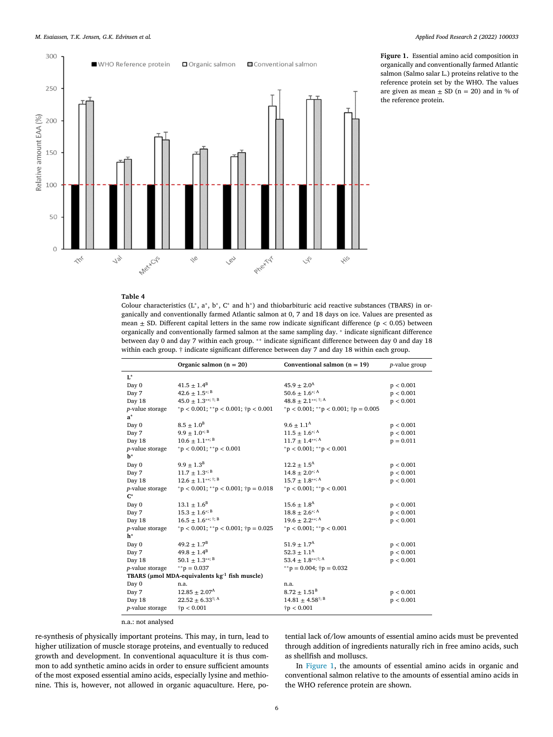**Figure 1.** Essential amino acid composition in organically and conventionally farmed Atlantic salmon (Salmo salar L.) proteins relative to the reference protein set by the WHO. The values are given as mean ± SD (n = 20) and in % of the reference protein.

**Table 4**

Colour characteristics (L*, a*, b*, C* and h*) and thiobarbituric acid reactive substances (TBARS) in organically and conventionally farmed Atlantic salmon at 0, 7 and 18 days on ice. Values are presented as mean ± SD. Different capital letters in the same row indicate significant difference (p < 0.05) between organically and conventionally farmed salmon at the same sampling day. * indicate significant difference between day 0 and day 7 within each group. ** indicate significant difference between day 0 and day 18 within each group. † indicate significant difference between day 7 and day 18 within each group.

| | Organic salmon (n = 20) | Conventional salmon (n = 19) | *p*-value group |
|---|---|---|---|
| **L*** | | | |
| Day 0 | 41.5 ± 1.4[B] | 45.9 ± 2.0[A] | p < 0.001 |
| Day 7 | 42.6 ± 1.5[*; B] | 50.6 ± 1.6[*; A] | p < 0.001 |
| Day 18 | 45.0 ± 1.3[**; †; B] | 48.8 ± 2.1[**; †; A] | p < 0.001 |
| *p*-value storage | *p < 0.001; **p < 0.001; †p < 0.001 | *p < 0.001; **p < 0.001; †p = 0.005 | |
| **a*** | | | |
| Day 0 | 8.5 ± 1.0[B] | 9.6 ± 1.1[A] | p < 0.001 |
| Day 7 | 9.9 ± 1.0[*; B] | 11.5 ± 1.6[*; A] | p < 0.001 |
| Day 18 | 10.6 ± 1.1[**; B] | 11.7 ± 1.4[**; A] | p = 0.011 |
| *p*-value storage | *p < 0.001; **p < 0.001 | *p < 0.001; **p < 0.001 | |
| **b*** | | | |
| Day 0 | 9.9 ± 1.3[B] | 12.2 ± 1.5[A] | p < 0.001 |
| Day 7 | 11.7 ± 1.3[*; B] | 14.8 ± 2.0[*; A] | p < 0.001 |
| Day 18 | 12.6 ± 1.1[**; †; B] | 15.7 ± 1.8[**; A] | p < 0.001 |
| *p*-value storage | *p < 0.001; **p < 0.001; †p = 0.018 | *p < 0.001; **p < 0.001 | |
| **C*** | | | |
| Day 0 | 13.1 ± 1.6[B] | 15.6 ± 1.8[A] | p < 0.001 |
| Day 7 | 15.3 ± 1.6[*; B] | 18.8 ± 2.6[*; A] | p < 0.001 |
| Day 18 | 16.5 ± 1.6[**; †; B] | 19.6 ± 2.2[**; A] | p < 0.001 |
| *p*-value storage | *p < 0.001; **p < 0.001; †p = 0.025 | *p < 0.001; **p < 0.001 | |
| **h*** | | | |
| Day 0 | 49.2 ± 1.7[B] | 51.9 ± 1.7[A] | p < 0.001 |
| Day 7 | 49.8 ± 1.4[B] | 52.3 ± 1.1[A] | p < 0.001 |
| Day 18 | 50.1 ± 1.3[**; B] | 53.4 ± 1.8[**; †; A] | p < 0.001 |
| *p*-value storage | **p = 0.037 | **p = 0.004; †p = 0.032 | |
| **TBARS (μmol MDA-equivalents kg$^{-1}$ fish muscle)** | | | |
| Day 0 | n.a. | n.a. | |
| Day 7 | 12.85 ± 2.07[A] | 8.72 ± 1.51[B] | p < 0.001 |
| Day 18 | 22.52 ± 6.33[†; A] | 14.81 ± 4.58[†; B] | p < 0.001 |
| *p*-value storage | †p < 0.001 | †p < 0.001 | |

n.a.: not analysed

re-synthesis of physically important proteins. This may, in turn, lead to higher utilization of muscle storage proteins, and eventually to reduced growth and development. In conventional aquaculture it is thus common to add synthetic amino acids in order to ensure sufficient amounts of the most exposed essential amino acids, especially lysine and methionine. This is, however, not allowed in organic aquaculture. Here, potential lack of/low amounts of essential amino acids must be prevented through addition of ingredients naturally rich in free amino acids, such as shellfish and molluscs.

In Figure 1, the amounts of essential amino acids in organic and conventional salmon relative to the amounts of essential amino acids in the WHO reference protein are shown.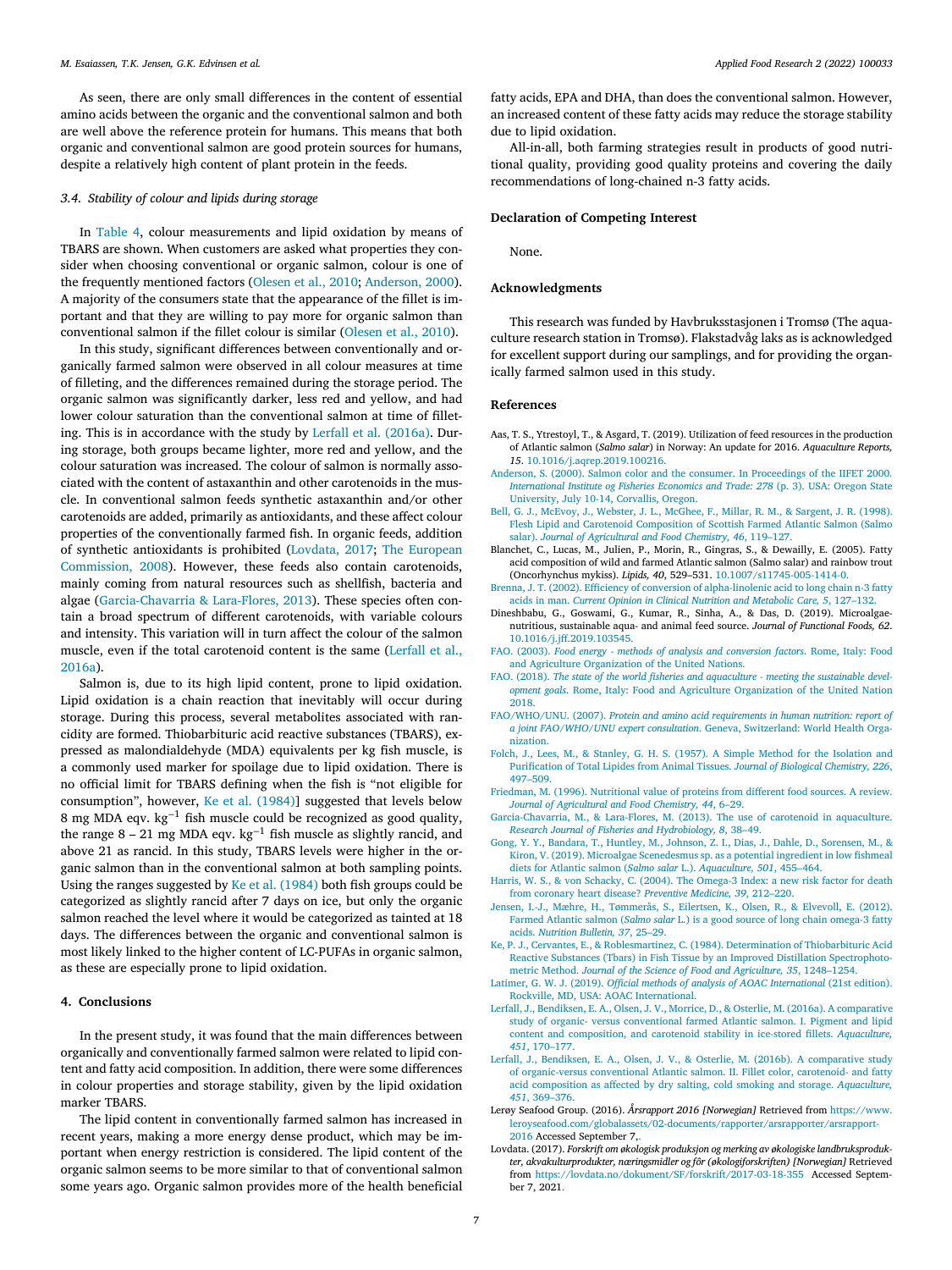As seen, there are only small differences in the content of essential amino acids between the organic and the conventional salmon and both are well above the reference protein for humans. This means that both organic and conventional salmon are good protein sources for humans, despite a relatively high content of plant protein in the feeds.

### 3.4. Stability of colour and lipids during storage

In Table 4, colour measurements and lipid oxidation by means of TBARS are shown. When customers are asked what properties they consider when choosing conventional or organic salmon, colour is one of the frequently mentioned factors (Olesen et al., 2010; Anderson, 2000). A majority of the consumers state that the appearance of the fillet is important and that they are willing to pay more for organic salmon than conventional salmon if the fillet colour is similar (Olesen et al., 2010).

In this study, significant differences between conventionally and organically farmed salmon were observed in all colour measures at time of filleting, and the differences remained during the storage period. The organic salmon was significantly darker, less red and yellow, and had lower colour saturation than the conventional salmon at time of filleting. This is in accordance with the study by Lerfall et al. (2016a). During storage, both groups became lighter, more red and yellow, and the colour saturation was increased. The colour of salmon is normally associated with the content of astaxanthin and other carotenoids in the muscle. In conventional salmon feeds synthetic astaxanthin and/or other carotenoids are added, primarily as antioxidants, and these affect colour properties of the conventionally farmed fish. In organic feeds, addition of synthetic antioxidants is prohibited (Lovdata, 2017; The European Commission, 2008). However, these feeds also contain carotenoids, mainly coming from natural resources such as shellfish, bacteria and algae (Garcia-Chavarria & Lara-Flores, 2013). These species often contain a broad spectrum of different carotenoids, with variable colours and intensity. This variation will in turn affect the colour of the salmon muscle, even if the total carotenoid content is the same (Lerfall et al., 2016a).

Salmon is, due to its high lipid content, prone to lipid oxidation. Lipid oxidation is a chain reaction that inevitably will occur during storage. During this process, several metabolites associated with rancidity are formed. Thiobarbituric acid reactive substances (TBARS), expressed as malondialdehyde (MDA) equivalents per kg fish muscle, is a commonly used marker for spoilage due to lipid oxidation. There is no official limit for TBARS defining when the fish is "not eligible for consumption", however, Ke et al. (1984)] suggested that levels below 8 mg MDA eqv. $kg^{-1}$ fish muscle could be recognized as good quality, the range 8 – 21 mg MDA eqv. $kg^{-1}$ fish muscle as slightly rancid, and above 21 as rancid. In this study, TBARS levels were higher in the organic salmon than in the conventional salmon at both sampling points. Using the ranges suggested by Ke et al. (1984) both fish groups could be categorized as slightly rancid after 7 days on ice, but only the organic salmon reached the level where it would be categorized as tainted at 18 days. The differences between the organic and conventional salmon is most likely linked to the higher content of LC-PUFAs in organic salmon, as these are especially prone to lipid oxidation.

## 4. Conclusions

In the present study, it was found that the main differences between organically and conventionally farmed salmon were related to lipid content and fatty acid composition. In addition, there were some differences in colour properties and storage stability, given by the lipid oxidation marker TBARS.

The lipid content in conventionally farmed salmon has increased in recent years, making a more energy dense product, which may be important when energy restriction is considered. The lipid content of the organic salmon seems to be more similar to that of conventional salmon some years ago. Organic salmon provides more of the health beneficial fatty acids, EPA and DHA, than does the conventional salmon. However, an increased content of these fatty acids may reduce the storage stability due to lipid oxidation.

All-in-all, both farming strategies result in products of good nutritional quality, providing good quality proteins and covering the daily recommendations of long-chained n-3 fatty acids.

## Declaration of Competing Interest

None.

## Acknowledgments

This research was funded by Havbruksstasjonen i Tromsø (The aquaculture research station in Tromsø). Flakstadvåg laks as is acknowledged for excellent support during our samplings, and for providing the organically farmed salmon used in this study.

## References

Aas, T. S., Ytrestoyl, T., & Asgard, T. (2019). Utilization of feed resources in the production of Atlantic salmon (*Salmo salar*) in Norway: An update for 2016. *Aquaculture Reports, 15*. 10.1016/j.aqrep.2019.100216.

Anderson, S. (2000). Salmon color and the consumer. In Proceedings of the IIFET 2000. *International Institute og Fisheries Economics and Trade: 278* (p. 3). USA: Oregon State University, July 10-14, Corvallis, Oregon.

Bell, G. J., McEvoy, J., Webster, J. L., McGhee, F., Millar, R. M., & Sargent, J. R. (1998). Flesh Lipid and Carotenoid Composition of Scottish Farmed Atlantic Salmon (Salmo salar). *Journal of Agricultural and Food Chemistry, 46*, 119–127.

Blanchet, C., Lucas, M., Julien, P., Morin, R., Gingras, S., & Dewailly, E. (2005). Fatty acid composition of wild and farmed Atlantic salmon (Salmo salar) and rainbow trout (Oncorhynchus mykiss). *Lipids, 40*, 529–531. 10.1007/s11745-005-1414-0.

Brenna, J. T. (2002). Efficiency of conversion of alpha-linolenic acid to long chain n-3 fatty acids in man. *Current Opinion in Clinical Nutrition and Metabolic Care, 5*, 127–132.

Dineshbabu, G., Goswami, G., Kumar, R., Sinha, A., & Das, D. (2019). Microalgae-nutritious, sustainable aqua- and animal feed source. *Journal of Functional Foods, 62*. 10.1016/j.jff.2019.103545.

FAO. (2003). *Food energy - methods of analysis and conversion factors*. Rome, Italy: Food and Agriculture Organization of the United Nations.

FAO. (2018). *The state of the world fisheries and aquaculture - meeting the sustainable development goals*. Rome, Italy: Food and Agriculture Organization of the United Nation 2018.

FAO/WHO/UNU. (2007). *Protein and amino acid requirements in human nutrition: report of a joint FAO/WHO/UNU expert consultation*. Geneva, Switzerland: World Health Organization.

Folch, J., Lees, M., & Stanley, G. H. S. (1957). A Simple Method for the Isolation and Purification of Total Lipides from Animal Tissues. *Journal of Biological Chemistry, 226*, 497–509.

Friedman, M. (1996). Nutritional value of proteins from different food sources. A review. *Journal of Agricultural and Food Chemistry, 44*, 6–29.

Garcia-Chavarria, M., & Lara-Flores, M. (2013). The use of carotenoid in aquaculture. *Research Journal of Fisheries and Hydrobiology, 8*, 38–49.

Gong, Y. Y., Bandara, T., Huntley, M., Johnson, Z. I., Dias, J., Dahle, D., Sorensen, M., & Kiron, V. (2019). Microalgae Scenedesmus sp. as a potential ingredient in low fishmeal diets for Atlantic salmon (*Salmo salar* L.). *Aquaculture, 501*, 455–464.

Harris, W. S., & von Schacky, C. (2004). The Omega-3 Index: a new risk factor for death from coronary heart disease? *Preventive Medicine, 39*, 212–220.

Jensen, I.-J., Mæhre, H., Tømmerås, S., Eilertsen, K., Olsen, R., & Elvevoll, E. (2012). Farmed Atlantic salmon (*Salmo salar* L.) is a good source of long chain omega-3 fatty acids. *Nutrition Bulletin, 37*, 25–29.

Ke, P. J., Cervantes, E., & Roblesmartinez, C. (1984). Determination of Thiobarbituric Acid Reactive Substances (Tbars) in Fish Tissue by an Improved Distillation Spectrophotometric Method. *Journal of the Science of Food and Agriculture, 35*, 1248–1254.

Latimer, G. W. J. (2019). *Official methods of analysis of AOAC International* (21st edition). Rockville, MD, USA: AOAC International.

Lerfall, J., Bendiksen, E. A., Olsen, J. V., Morrice, D., & Osterlie, M. (2016a). A comparative study of organic- versus conventional farmed Atlantic salmon. I. Pigment and lipid content and composition, and carotenoid stability in ice-stored fillets. *Aquaculture, 451*, 170–177.

Lerfall, J., Bendiksen, E. A., Olsen, J. V., & Osterlie, M. (2016b). A comparative study of organic-versus conventional Atlantic salmon. II. Fillet color, carotenoid- and fatty acid composition as affected by dry salting, cold smoking and storage. *Aquaculture, 451*, 369–376.

Lerøy Seafood Group. (2016). *Årsrapport 2016 [Norwegian]* Retrieved from https://www.leroyseafood.com/globalassets/02-documents/rapporter/arsrapporter/arsrapport-2016 Accessed September 7,.

Lovdata. (2017). *Forskrift om økologisk produksjon og merking av økologiske landbruksprodukter, akvakulturprodukter, næringsmidler og fôr (økologiforskriften) [Norwegian]* Retrieved from https://lovdata.no/dokument/SF/forskrift/2017-03-18-355 Accessed September 7, 2021.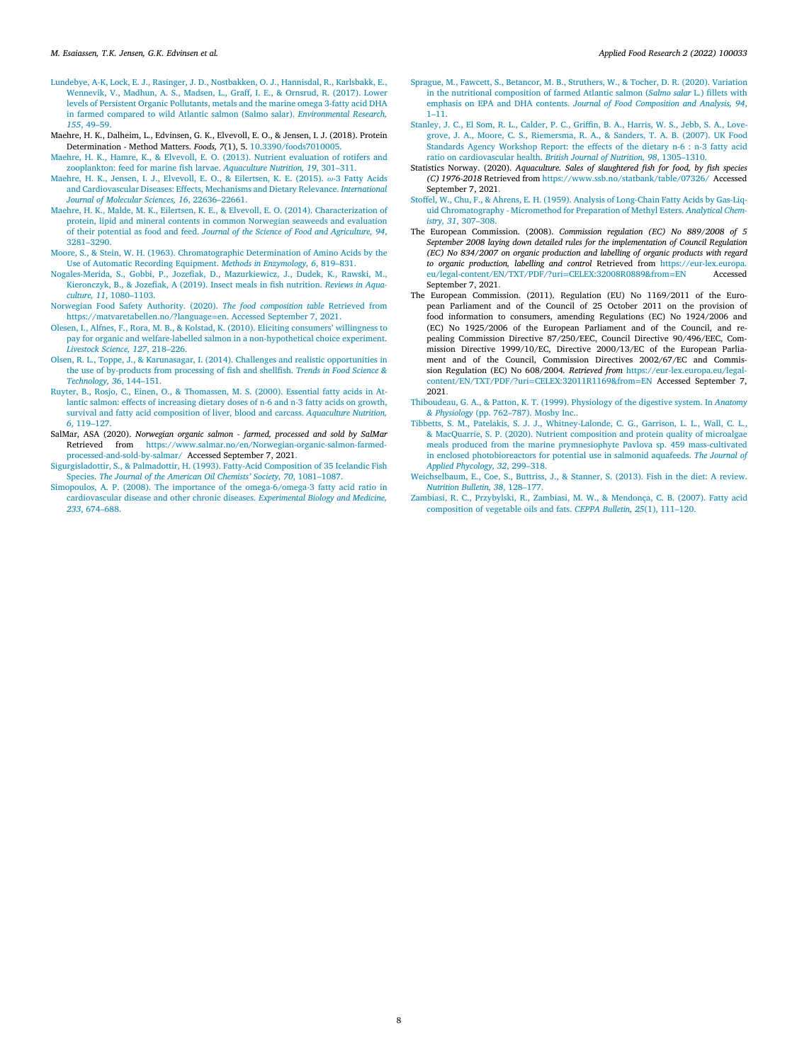Lundebye, A-K, Lock, E. J., Rasinger, J. D., Nostbakken, O. J., Hannisdal, R., Karlsbakk, E., Wennevik, V., Madhun, A. S., Madsen, L., Graff, I. E., & Ornsrud, R. (2017). Lower levels of Persistent Organic Pollutants, metals and the marine omega 3-fatty acid DHA in farmed compared to wild Atlantic salmon (Salmo salar). *Environmental Research, 155*, 49–59.

Maehre, H. K., Dalheim, L., Edvinsen, G. K., Elvevoll, E. O., & Jensen, I. J. (2018). Protein Determination - Method Matters. *Foods, 7*(1), 5. 10.3390/foods7010005.

Maehre, H. K., Hamre, K., & Elvevoll, E. O. (2013). Nutrient evaluation of rotifers and zooplankton: feed for marine fish larvae. *Aquaculture Nutrition, 19*, 301–311.

Maehre, H. K., Jensen, I. J., Elvevoll, E. O., & Eilertsen, K. E. (2015). ω-3 Fatty Acids and Cardiovascular Diseases: Effects, Mechanisms and Dietary Relevance. *International Journal of Molecular Sciences, 16*, 22636–22661.

Maehre, H. K., Malde, M. K., Eilertsen, K. E., & Elvevoll, E. O. (2014). Characterization of protein, lipid and mineral contents in common Norwegian seaweeds and evaluation of their potential as food and feed. *Journal of the Science of Food and Agriculture, 94*, 3281–3290.

Moore, S., & Stein, W. H. (1963). Chromatographic Determination of Amino Acids by the Use of Automatic Recording Equipment. *Methods in Enzymology, 6*, 819–831.

Nogales-Merida, S., Gobbi, P., Jozefiak, D., Mazurkiewicz, J., Dudek, K., Rawski, M., Kieronczyk, B., & Jozefiak, A (2019). Insect meals in fish nutrition. *Reviews in Aquaculture, 11*, 1080–1103.

Norwegian Food Safety Authority. (2020). *The food composition table* Retrieved from https://matvaretabellen.no/?language=en. Accessed September 7, 2021.

Olesen, I., Alfnes, F., Rora, M. B., & Kolstad, K. (2010). Eliciting consumers' willingness to pay for organic and welfare-labelled salmon in a non-hypothetical choice experiment. *Livestock Science, 127*, 218–226.

Olsen, R. L., Toppe, J., & Karunasagar, I. (2014). Challenges and realistic opportunities in the use of by-products from processing of fish and shellfish. *Trends in Food Science & Technology, 36*, 144–151.

Ruyter, B., Rosjo, C., Einen, O., & Thomassen, M. S. (2000). Essential fatty acids in Atlantic salmon: effects of increasing dietary doses of n-6 and n-3 fatty acids on growth, survival and fatty acid composition of liver, blood and carcass. *Aquaculture Nutrition, 6*, 119–127.

SalMar, ASA (2020). *Norwegian organic salmon - farmed, processed and sold by SalMar* Retrieved from https://www.salmar.no/en/Norwegian-organic-salmon-farmed-processed-and-sold-by-salmar/ Accessed September 7, 2021.

Sigurgisladottir, S., & Palmadottir, H. (1993). Fatty-Acid Composition of 35 Icelandic Fish Species. *The Journal of the American Oil Chemists' Society, 70*, 1081–1087.

Simopoulos, A. P. (2008). The importance of the omega-6/omega-3 fatty acid ratio in cardiovascular disease and other chronic diseases. *Experimental Biology and Medicine, 233*, 674–688.

Sprague, M., Fawcett, S., Betancor, M. B., Struthers, W., & Tocher, D. R. (2020). Variation in the nutritional composition of farmed Atlantic salmon (*Salmo salar* L.) fillets with emphasis on EPA and DHA contents. *Journal of Food Composition and Analysis, 94*, 1–11.

Stanley, J. C., El Som, R. L., Calder, P. C., Griffin, B. A., Harris, W. S., Jebb, S. A., Lovegrove, J. A., Moore, C. S., Riemersma, R. A., & Sanders, T. A. B. (2007). UK Food Standards Agency Workshop Report: the effects of the dietary n-6 : n-3 fatty acid ratio on cardiovascular health. *British Journal of Nutrition, 98*, 1305–1310.

Statistics Norway. (2020). *Aquaculture. Sales of slaughtered fish for food, by fish species (C) 1976-2018* Retrieved from https://www.ssb.no/statbank/table/07326/ Accessed September 7, 2021.

Stoffel, W., Chu, F., & Ahrens, E. H. (1959). Analysis of Long-Chain Fatty Acids by Gas-Liquid Chromatography - Micromethod for Preparation of Methyl Esters. *Analytical Chemistry, 31*, 307–308.

The European Commission. (2008). *Commission regulation (EC) No 889/2008 of 5 September 2008 laying down detailed rules for the implementation of Council Regulation (EC) No 834/2007 on organic production and labelling of organic products with regard to organic production, labelling and control* Retrieved from https://eur-lex.europa.eu/legal-content/EN/TXT/PDF/?uri=CELEX:32008R0889&from=EN Accessed September 7, 2021.

The European Commission. (2011). Regulation (EU) No 1169/2011 of the European Parliament and of the Council of 25 October 2011 on the provision of food information to consumers, amending Regulations (EC) No 1924/2006 and (EC) No 1925/2006 of the European Parliament and of the Council, and repealing Commission Directive 87/250/EEC, Council Directive 90/496/EEC, Commission Directive 1999/10/EC, Directive 2000/13/EC of the European Parliament and of the Council, Commission Directives 2002/67/EC and Commission Regulation (EC) No 608/2004. *Retrieved from* https://eur-lex.europa.eu/legal-content/EN/TXT/PDF/?uri=CELEX:32011R1169&from=EN Accessed September 7, 2021.

Thiboudeau, G. A., & Patton, K. T. (1999). Physiology of the digestive system. In *Anatomy & Physiology* (pp. 762–787). Mosby Inc..

Tibbetts, S. M., Patelakis, S. J. J., Whitney-Lalonde, C. G., Garrison, L. L., Wall, C. L., & MacQuarrie, S. P. (2020). Nutrient composition and protein quality of microalgae meals produced from the marine prymnesiophyte Pavlova sp. 459 mass-cultivated in enclosed photobioreactors for potential use in salmonid aquafeeds. *The Journal of Applied Phycology, 32*, 299–318.

Weichselbaum, E., Coe, S., Buttriss, J., & Stanner, S. (2013). Fish in the diet: A review. *Nutrition Bulletin, 38*, 128–177.

Zambiasi, R. C., Przybylski, R., Zambiasi, M. W., & Mendonça, C. B. (2007). Fatty acid composition of vegetable oils and fats. *CEPPA Bulletin, 25*(1), 111–120.